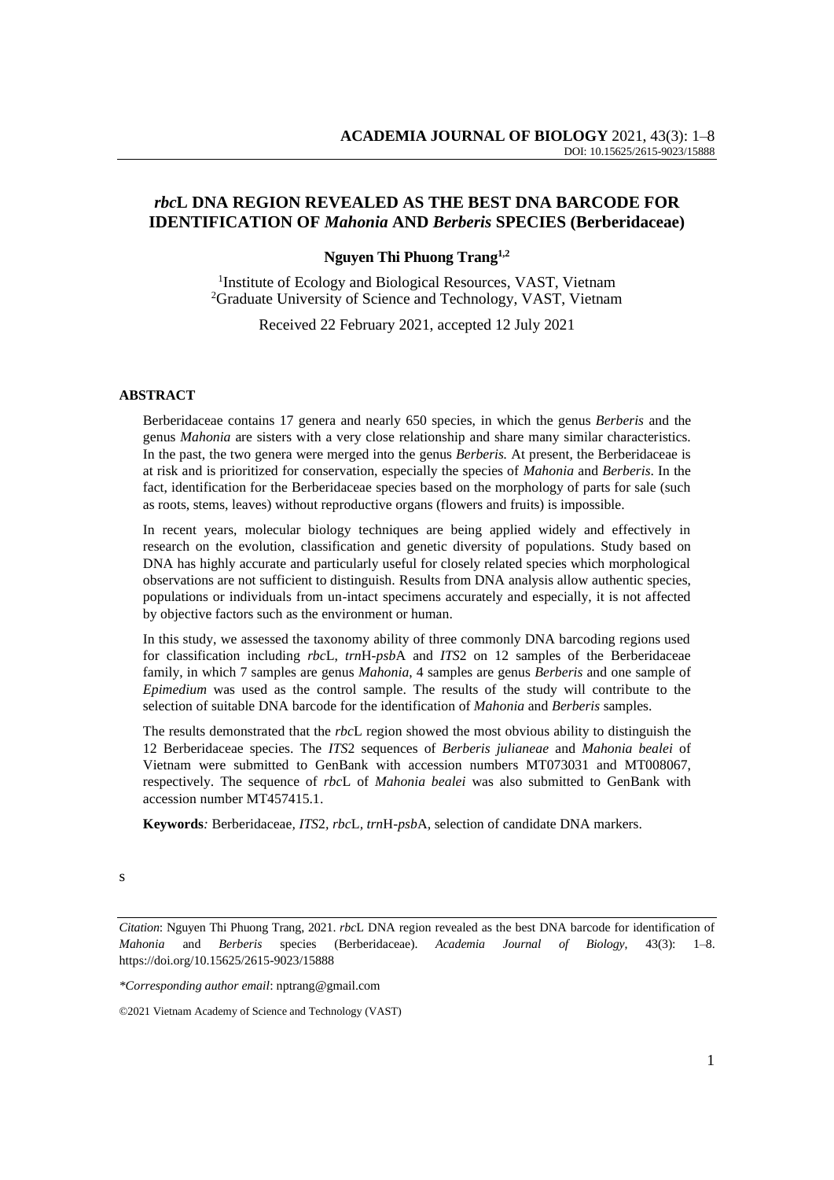# *rbc*L DNA REGION REVEALED AS THE BEST DNA BARCODE FOR IDENTIFICATION OF *Mahonia* AND *Berberis* SPECIES (Berberidaceae)

**Nguyen Thi Phuong Trang[1,2]**

[1]Institute of Ecology and Biological Resources, VAST, Vietnam
[2]Graduate University of Science and Technology, VAST, Vietnam

Received 22 February 2021, accepted 12 July 2021

## ABSTRACT

Berberidaceae contains 17 genera and nearly 650 species, in which the genus *Berberis* and the genus *Mahonia* are sisters with a very close relationship and share many similar characteristics. In the past, the two genera were merged into the genus *Berberis.* At present, the Berberidaceae is at risk and is prioritized for conservation, especially the species of *Mahonia* and *Berberis*. In the fact, identification for the Berberidaceae species based on the morphology of parts for sale (such as roots, stems, leaves) without reproductive organs (flowers and fruits) is impossible.

In recent years, molecular biology techniques are being applied widely and effectively in research on the evolution, classification and genetic diversity of populations. Study based on DNA has highly accurate and particularly useful for closely related species which morphological observations are not sufficient to distinguish. Results from DNA analysis allow authentic species, populations or individuals from un-intact specimens accurately and especially, it is not affected by objective factors such as the environment or human.

In this study, we assessed the taxonomy ability of three commonly DNA barcoding regions used for classification including *rbc*L, *trn*H-*psb*A and *ITS*2 on 12 samples of the Berberidaceae family, in which 7 samples are genus *Mahonia*, 4 samples are genus *Berberis* and one sample of *Epimedium* was used as the control sample. The results of the study will contribute to the selection of suitable DNA barcode for the identification of *Mahonia* and *Berberis* samples.

The results demonstrated that the *rbc*L region showed the most obvious ability to distinguish the 12 Berberidaceae species. The *ITS*2 sequences of *Berberis julianeae* and *Mahonia bealei* of Vietnam were submitted to GenBank with accession numbers MT073031 and MT008067, respectively. The sequence of *rbc*L of *Mahonia bealei* was also submitted to GenBank with accession number MT457415.1.

**Keywords***:* Berberidaceae, *ITS*2, *rbc*L, *trn*H-*psb*A, selection of candidate DNA markers.

s

*Citation*: Nguyen Thi Phuong Trang, 2021. *rbc*L DNA region revealed as the best DNA barcode for identification of *Mahonia* and *Berberis* species (Berberidaceae). *Academia Journal of Biology*, 43(3): 1–8. https://doi.org/10.15625/2615-9023/15888

*\*Corresponding author email*: nptrang@gmail.com

©2021 Vietnam Academy of Science and Technology (VAST)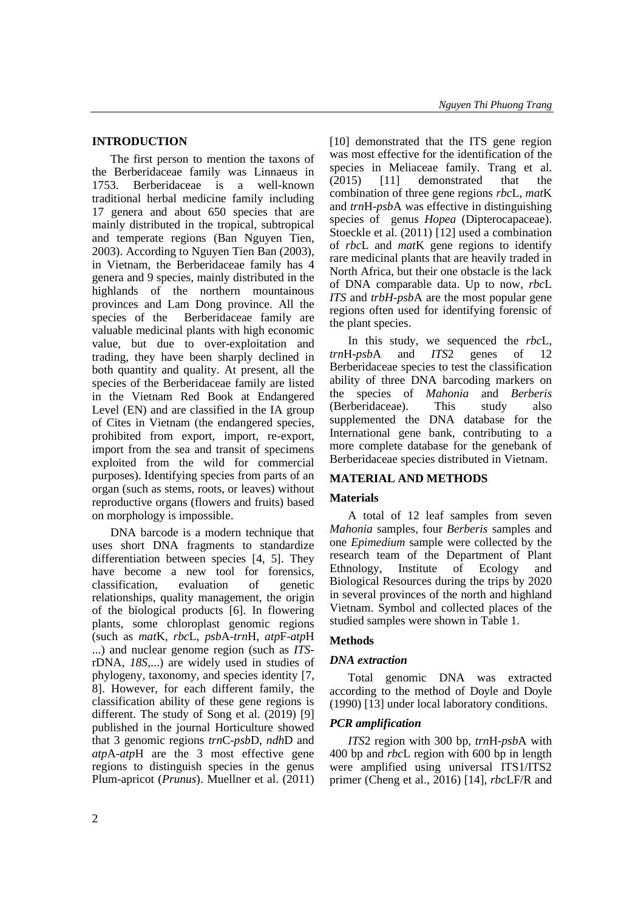## INTRODUCTION

The first person to mention the taxons of the Berberidaceae family was Linnaeus in 1753. Berberidaceae is a well-known traditional herbal medicine family including 17 genera and about 650 species that are mainly distributed in the tropical, subtropical and temperate regions (Ban Nguyen Tien, 2003). According to Nguyen Tien Ban (2003), in Vietnam, the Berberidaceae family has 4 genera and 9 species, mainly distributed in the highlands of the northern mountainous provinces and Lam Dong province. All the species of the Berberidaceae family are valuable medicinal plants with high economic value, but due to over-exploitation and trading, they have been sharply declined in both quantity and quality. At present, all the species of the Berberidaceae family are listed in the Vietnam Red Book at Endangered Level (EN) and are classified in the IA group of Cites in Vietnam (the endangered species, prohibited from export, import, re-export, import from the sea and transit of specimens exploited from the wild for commercial purposes). Identifying species from parts of an organ (such as stems, roots, or leaves) without reproductive organs (flowers and fruits) based on morphology is impossible.

DNA barcode is a modern technique that uses short DNA fragments to standardize differentiation between species [4, 5]. They have become a new tool for forensics, classification, evaluation of genetic relationships, quality management, the origin of the biological products [6]. In flowering plants, some chloroplast genomic regions (such as *mat*K, *rbc*L, *psb*A-*trn*H, *atp*F-*atp*H ...) and nuclear genome region (such as *ITS*-rDNA, *18S*,...) are widely used in studies of phylogeny, taxonomy, and species identity [7, 8]. However, for each different family, the classification ability of these gene regions is different. The study of Song et al. (2019) [9] published in the journal Horticulture showed that 3 genomic regions *trn*C-*psb*D, *ndh*D and *atp*A-*atp*H are the 3 most effective gene regions to distinguish species in the genus Plum-apricot (*Prunus*). Muellner et al. (2011) [10] demonstrated that the ITS gene region was most effective for the identification of the species in Meliaceae family. Trang et al. (2015) [11] demonstrated that the combination of three gene regions *rbc*L, *mat*K and *trn*H-*psb*A was effective in distinguishing species of genus *Hopea* (Dipterocapaceae). Stoeckle et al. (2011) [12] used a combination of *rbc*L and *mat*K gene regions to identify rare medicinal plants that are heavily traded in North Africa, but their one obstacle is the lack of DNA comparable data. Up to now, *rbc*L *ITS* and *trbH-psb*A are the most popular gene regions often used for identifying forensic of the plant species.

In this study, we sequenced the *rbc*L, *trn*H-*psb*A and *ITS*2 genes of 12 Berberidaceae species to test the classification ability of three DNA barcoding markers on the species of *Mahonia* and *Berberis* (Berberidaceae). This study also supplemented the DNA database for the International gene bank, contributing to a more complete database for the genebank of Berberidaceae species distributed in Vietnam.

## MATERIAL AND METHODS

### Materials

A total of 12 leaf samples from seven *Mahonia* samples, four *Berberis* samples and one *Epimedium* sample were collected by the research team of the Department of Plant Ethnology, Institute of Ecology and Biological Resources during the trips by 2020 in several provinces of the north and highland Vietnam. Symbol and collected places of the studied samples were shown in Table 1.

### Methods

#### *DNA extraction*

Total genomic DNA was extracted according to the method of Doyle and Doyle (1990) [13] under local laboratory conditions.

#### *PCR amplification*

*ITS*2 region with 300 bp, *trn*H-*psb*A with 400 bp and *rbc*L region with 600 bp in length were amplified using universal ITS1/ITS2 primer (Cheng et al., 2016) [14], *rbc*LF/R and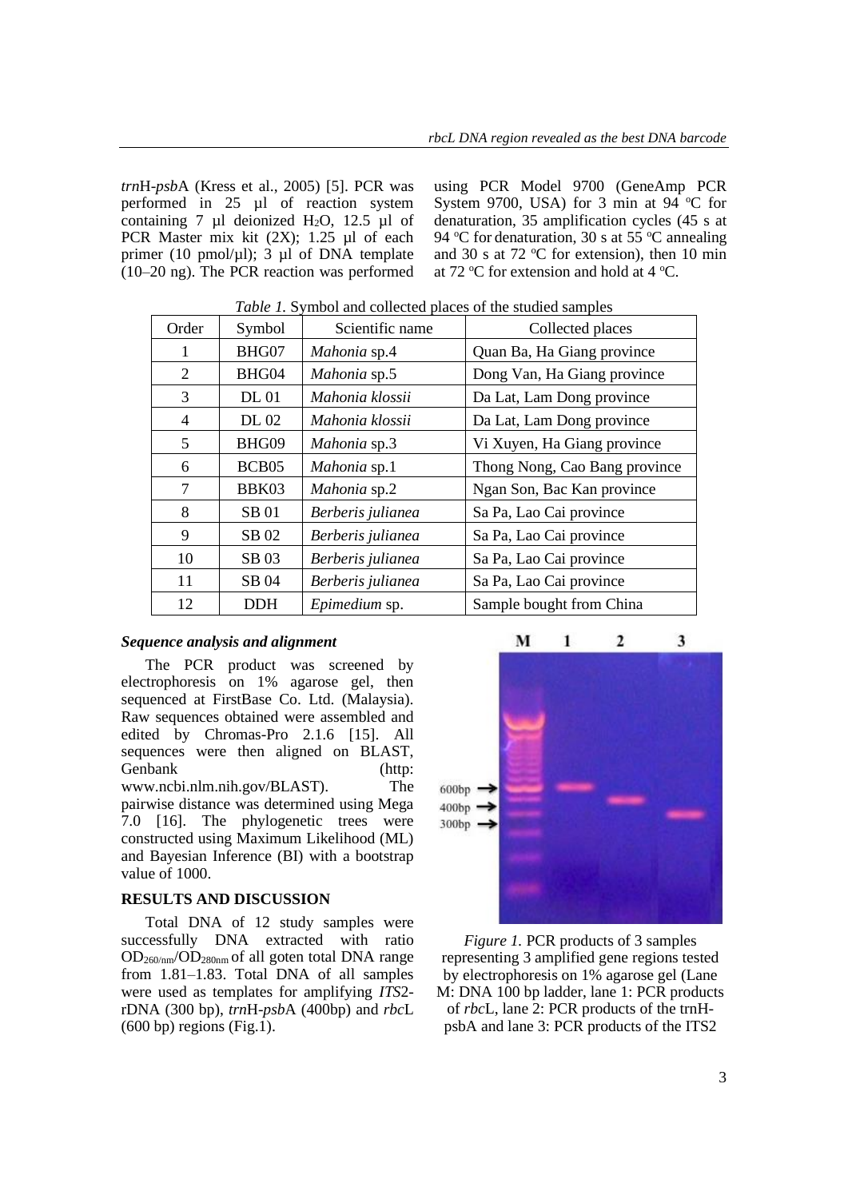*trn*H-*psb*A (Kress et al., 2005) [5]. PCR was performed in 25 µl of reaction system containing 7 µl deionized $H_2O$, 12.5 µl of PCR Master mix kit (2X); 1.25 µl of each primer (10 pmol/µl); 3 µl of DNA template (10–20 ng). The PCR reaction was performed using PCR Model 9700 (GeneAmp PCR System 9700, USA) for 3 min at 94 °C for denaturation, 35 amplification cycles (45 s at 94 °C for denaturation, 30 s at 55 °C annealing and 30 s at 72 °C for extension), then 10 min at 72 °C for extension and hold at 4 °C.

*Table 1.* Symbol and collected places of the studied samples

| Order | Symbol | Scientific name | Collected places |
|---|---|---|---|
| 1 | BHG07 | *Mahonia* sp.4 | Quan Ba, Ha Giang province |
| 2 | BHG04 | *Mahonia* sp.5 | Dong Van, Ha Giang province |
| 3 | DL 01 | *Mahonia klossii* | Da Lat, Lam Dong province |
| 4 | DL 02 | *Mahonia klossii* | Da Lat, Lam Dong province |
| 5 | BHG09 | *Mahonia* sp.3 | Vi Xuyen, Ha Giang province |
| 6 | BCB05 | *Mahonia* sp.1 | Thong Nong, Cao Bang province |
| 7 | BBK03 | *Mahonia* sp.2 | Ngan Son, Bac Kan province |
| 8 | SB 01 | *Berberis julianea* | Sa Pa, Lao Cai province |
| 9 | SB 02 | *Berberis julianea* | Sa Pa, Lao Cai province |
| 10 | SB 03 | *Berberis julianea* | Sa Pa, Lao Cai province |
| 11 | SB 04 | *Berberis julianea* | Sa Pa, Lao Cai province |
| 12 | DDH | *Epimedium* sp. | Sample bought from China |

### *Sequence analysis and alignment*

The PCR product was screened by electrophoresis on 1% agarose gel, then sequenced at FirstBase Co. Ltd. (Malaysia). Raw sequences obtained were assembled and edited by Chromas-Pro 2.1.6 [15]. All sequences were then aligned on BLAST, Genbank (http: www.ncbi.nlm.nih.gov/BLAST). The pairwise distance was determined using Mega 7.0 [16]. The phylogenetic trees were constructed using Maximum Likelihood (ML) and Bayesian Inference (BI) with a bootstrap value of 1000.

## RESULTS AND DISCUSSION

Total DNA of 12 study samples were successfully DNA extracted with ratio $OD_{260nm}/OD_{280nm}$ of all goten total DNA range from 1.81–1.83. Total DNA of all samples were used as templates for amplifying *ITS*2-rDNA (300 bp), *trn*H-*psb*A (400bp) and *rbc*L (600 bp) regions (Fig.1).

*Figure 1.* PCR products of 3 samples representing 3 amplified gene regions tested by electrophoresis on 1% agarose gel (Lane M: DNA 100 bp ladder, lane 1: PCR products of *rbc*L, lane 2: PCR products of the trnH-psbA and lane 3: PCR products of the ITS2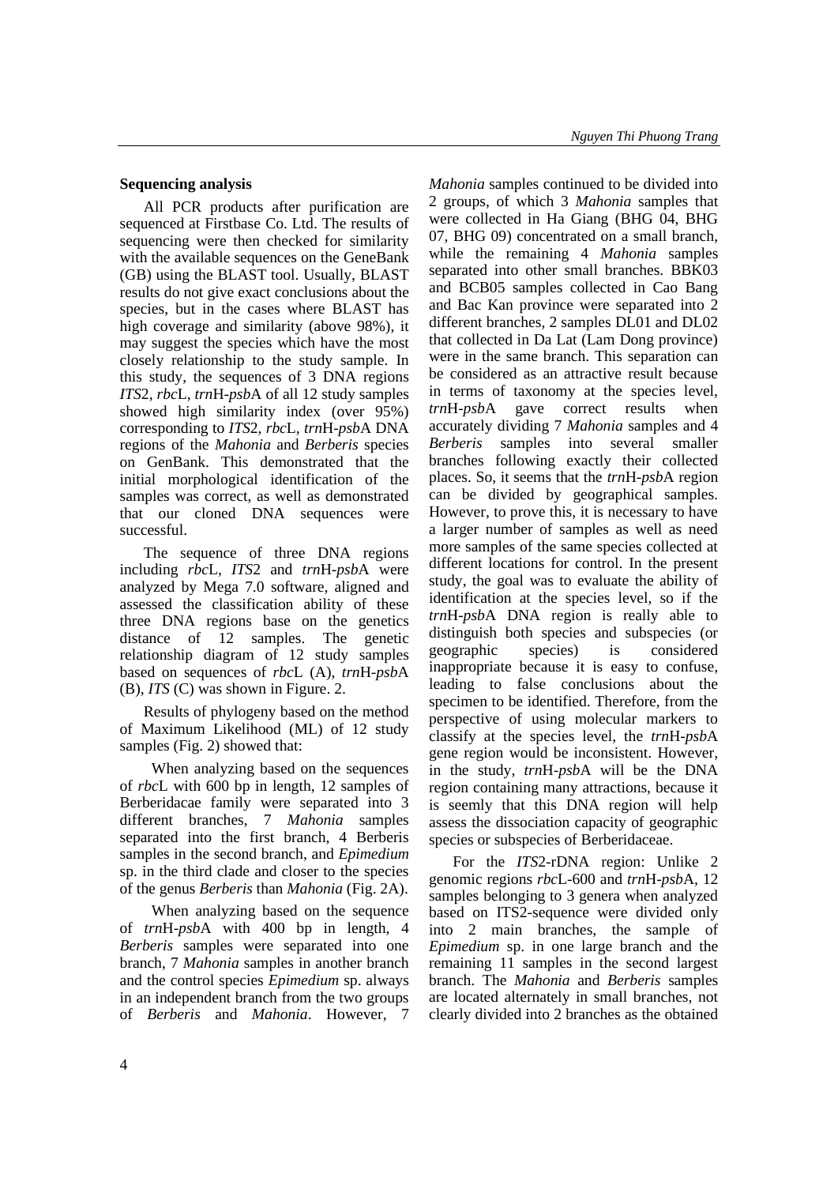**Sequencing analysis**

All PCR products after purification are sequenced at Firstbase Co. Ltd. The results of sequencing were then checked for similarity with the available sequences on the GeneBank (GB) using the BLAST tool. Usually, BLAST results do not give exact conclusions about the species, but in the cases where BLAST has high coverage and similarity (above 98%), it may suggest the species which have the most closely relationship to the study sample. In this study, the sequences of 3 DNA regions *ITS*2, *rbc*L, *trn*H-*psb*A of all 12 study samples showed high similarity index (over 95%) corresponding to *ITS*2, *rbc*L, *trn*H-*psb*A DNA regions of the *Mahonia* and *Berberis* species on GenBank. This demonstrated that the initial morphological identification of the samples was correct, as well as demonstrated that our cloned DNA sequences were successful.

The sequence of three DNA regions including *rbc*L, *ITS*2 and *trn*H-*psb*A were analyzed by Mega 7.0 software, aligned and assessed the classification ability of these three DNA regions base on the genetics distance of 12 samples. The genetic relationship diagram of 12 study samples based on sequences of *rbc*L (A), *trn*H-*psb*A (B), *ITS* (C) was shown in Figure. 2.

Results of phylogeny based on the method of Maximum Likelihood (ML) of 12 study samples (Fig. 2) showed that:

When analyzing based on the sequences of *rbc*L with 600 bp in length, 12 samples of Berberidacae family were separated into 3 different branches, 7 *Mahonia* samples separated into the first branch, 4 Berberis samples in the second branch, and *Epimedium* sp. in the third clade and closer to the species of the genus *Berberis* than *Mahonia* (Fig. 2A).

When analyzing based on the sequence of *trn*H-*psb*A with 400 bp in length, 4 *Berberis* samples were separated into one branch, 7 *Mahonia* samples in another branch and the control species *Epimedium* sp. always in an independent branch from the two groups of *Berberis* and *Mahonia*. However, 7 *Mahonia* samples continued to be divided into 2 groups, of which 3 *Mahonia* samples that were collected in Ha Giang (BHG 04, BHG 07, BHG 09) concentrated on a small branch, while the remaining 4 *Mahonia* samples separated into other small branches. BBK03 and BCB05 samples collected in Cao Bang and Bac Kan province were separated into 2 different branches, 2 samples DL01 and DL02 that collected in Da Lat (Lam Dong province) were in the same branch. This separation can be considered as an attractive result because in terms of taxonomy at the species level, *trn*H-*psb*A gave correct results when accurately dividing 7 *Mahonia* samples and 4 *Berberis* samples into several smaller branches following exactly their collected places. So, it seems that the *trn*H-*psb*A region can be divided by geographical samples. However, to prove this, it is necessary to have a larger number of samples as well as need more samples of the same species collected at different locations for control. In the present study, the goal was to evaluate the ability of identification at the species level, so if the *trn*H-*psb*A DNA region is really able to distinguish both species and subspecies (or geographic species) is considered inappropriate because it is easy to confuse, leading to false conclusions about the specimen to be identified. Therefore, from the perspective of using molecular markers to classify at the species level, the *trn*H-*psb*A gene region would be inconsistent. However, in the study, *trn*H-*psb*A will be the DNA region containing many attractions, because it is seemly that this DNA region will help assess the dissociation capacity of geographic species or subspecies of Berberidaceae.

For the *ITS*2-rDNA region: Unlike 2 genomic regions *rbc*L-600 and *trn*H-*psb*A, 12 samples belonging to 3 genera when analyzed based on ITS2-sequence were divided only into 2 main branches, the sample of *Epimedium* sp. in one large branch and the remaining 11 samples in the second largest branch. The *Mahonia* and *Berberis* samples are located alternately in small branches, not clearly divided into 2 branches as the obtained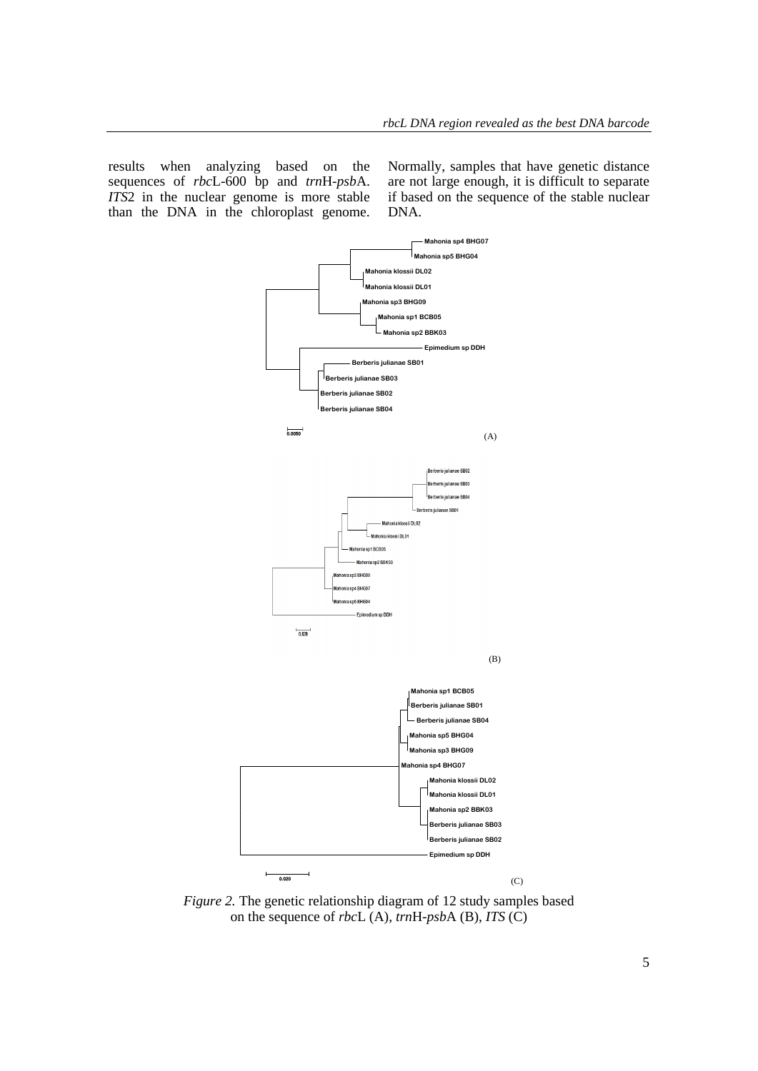results when analyzing based on the sequences of *rbc*L-600 bp and *trn*H-*psb*A. *ITS*2 in the nuclear genome is more stable than the DNA in the chloroplast genome. Normally, samples that have genetic distance are not large enough, it is difficult to separate if based on the sequence of the stable nuclear DNA.

*Figure 2.* The genetic relationship diagram of 12 study samples based on the sequence of *rbc*L (A), *trn*H-*psb*A (B), *ITS* (C)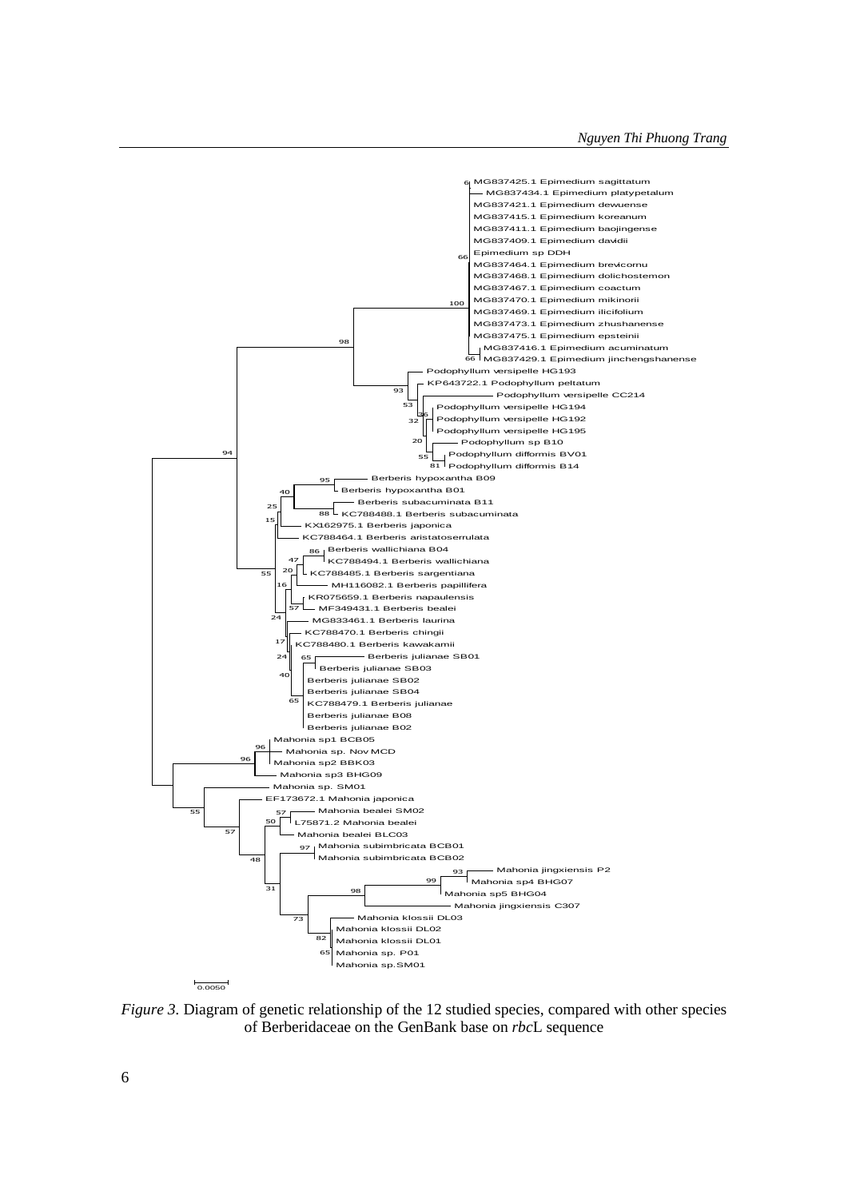*Figure 3.* Diagram of genetic relationship of the 12 studied species, compared with other species of Berberidaceae on the GenBank base on *rbc*L sequence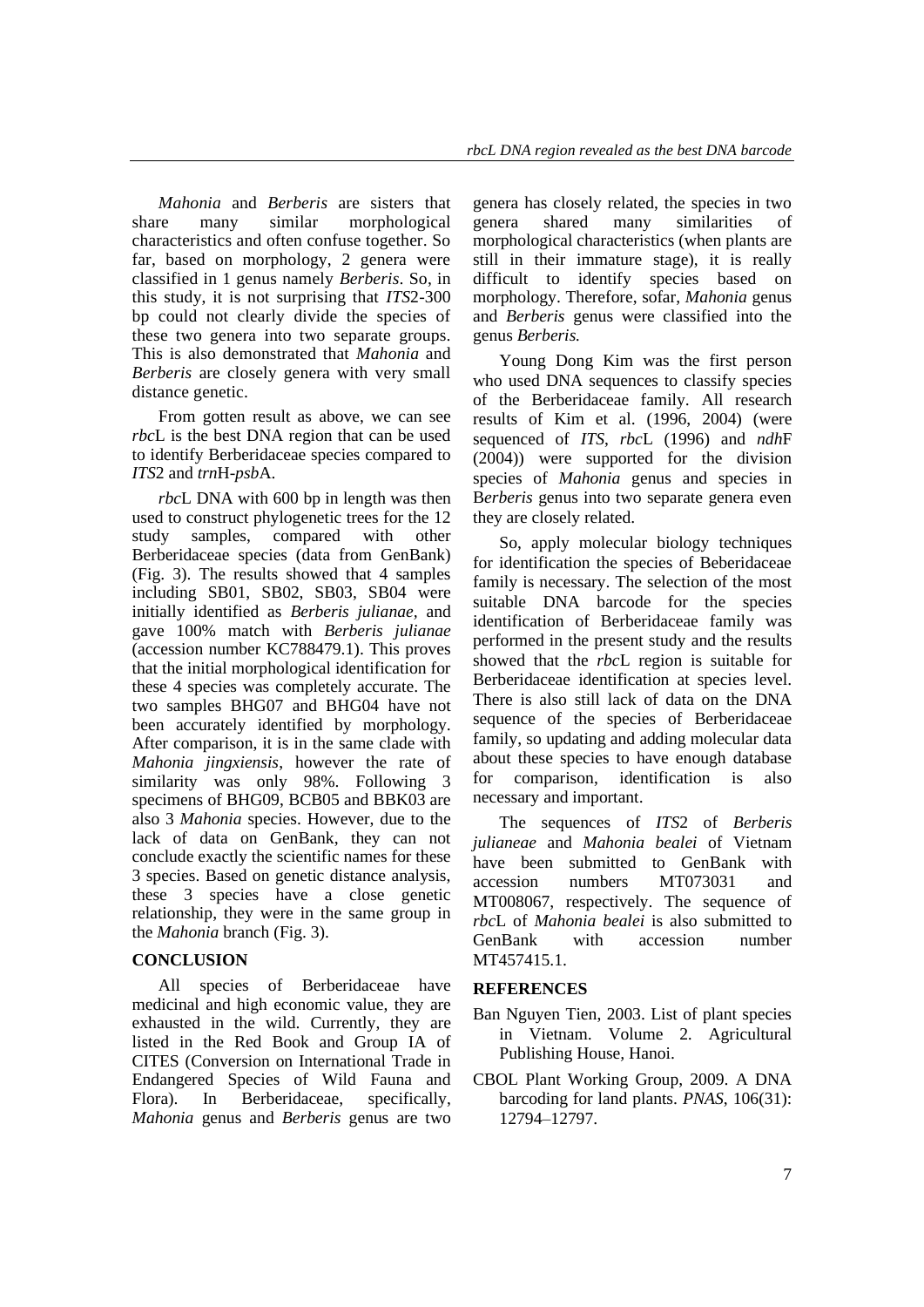*Mahonia* and *Berberis* are sisters that share many similar morphological characteristics and often confuse together. So far, based on morphology, 2 genera were classified in 1 genus namely *Berberis*. So, in this study, it is not surprising that *ITS*2-300 bp could not clearly divide the species of these two genera into two separate groups. This is also demonstrated that *Mahonia* and *Berberis* are closely genera with very small distance genetic.

From gotten result as above, we can see *rbc*L is the best DNA region that can be used to identify Berberidaceae species compared to *ITS*2 and *trn*H-*psb*A.

*rbc*L DNA with 600 bp in length was then used to construct phylogenetic trees for the 12 study samples, compared with other Berberidaceae species (data from GenBank) (Fig. 3). The results showed that 4 samples including SB01, SB02, SB03, SB04 were initially identified as *Berberis julianae*, and gave 100% match with *Berberis julianae* (accession number KC788479.1). This proves that the initial morphological identification for these 4 species was completely accurate. The two samples BHG07 and BHG04 have not been accurately identified by morphology. After comparison, it is in the same clade with *Mahonia jingxiensis*, however the rate of similarity was only 98%. Following 3 specimens of BHG09, BCB05 and BBK03 are also 3 *Mahonia* species. However, due to the lack of data on GenBank, they can not conclude exactly the scientific names for these 3 species. Based on genetic distance analysis, these 3 species have a close genetic relationship, they were in the same group in the *Mahonia* branch (Fig. 3).

## CONCLUSION

All species of Berberidaceae have medicinal and high economic value, they are exhausted in the wild. Currently, they are listed in the Red Book and Group IA of CITES (Conversion on International Trade in Endangered Species of Wild Fauna and Flora). In Berberidaceae, specifically, *Mahonia* genus and *Berberis* genus are two genera has closely related, the species in two genera shared many similarities of morphological characteristics (when plants are still in their immature stage), it is really difficult to identify species based on morphology. Therefore, sofar, *Mahonia* genus and *Berberis* genus were classified into the genus *Berberis.*

Young Dong Kim was the first person who used DNA sequences to classify species of the Berberidaceae family. All research results of Kim et al. (1996, 2004) (were sequenced of *ITS*, *rbc*L (1996) and *ndh*F (2004)) were supported for the division species of *Mahonia* genus and species in B*erberis* genus into two separate genera even they are closely related.

So, apply molecular biology techniques for identification the species of Beberidaceae family is necessary. The selection of the most suitable DNA barcode for the species identification of Berberidaceae family was performed in the present study and the results showed that the *rbc*L region is suitable for Berberidaceae identification at species level. There is also still lack of data on the DNA sequence of the species of Berberidaceae family, so updating and adding molecular data about these species to have enough database for comparison, identification is also necessary and important.

The sequences of *ITS*2 of *Berberis julianeae* and *Mahonia bealei* of Vietnam have been submitted to GenBank with accession numbers MT073031 and MT008067, respectively. The sequence of *rbc*L of *Mahonia bealei* is also submitted to GenBank with accession number MT457415.1.

## REFERENCES

Ban Nguyen Tien, 2003. List of plant species in Vietnam. Volume 2. Agricultural Publishing House, Hanoi.

CBOL Plant Working Group, 2009. A DNA barcoding for land plants. *PNAS*, 106(31): 12794–12797.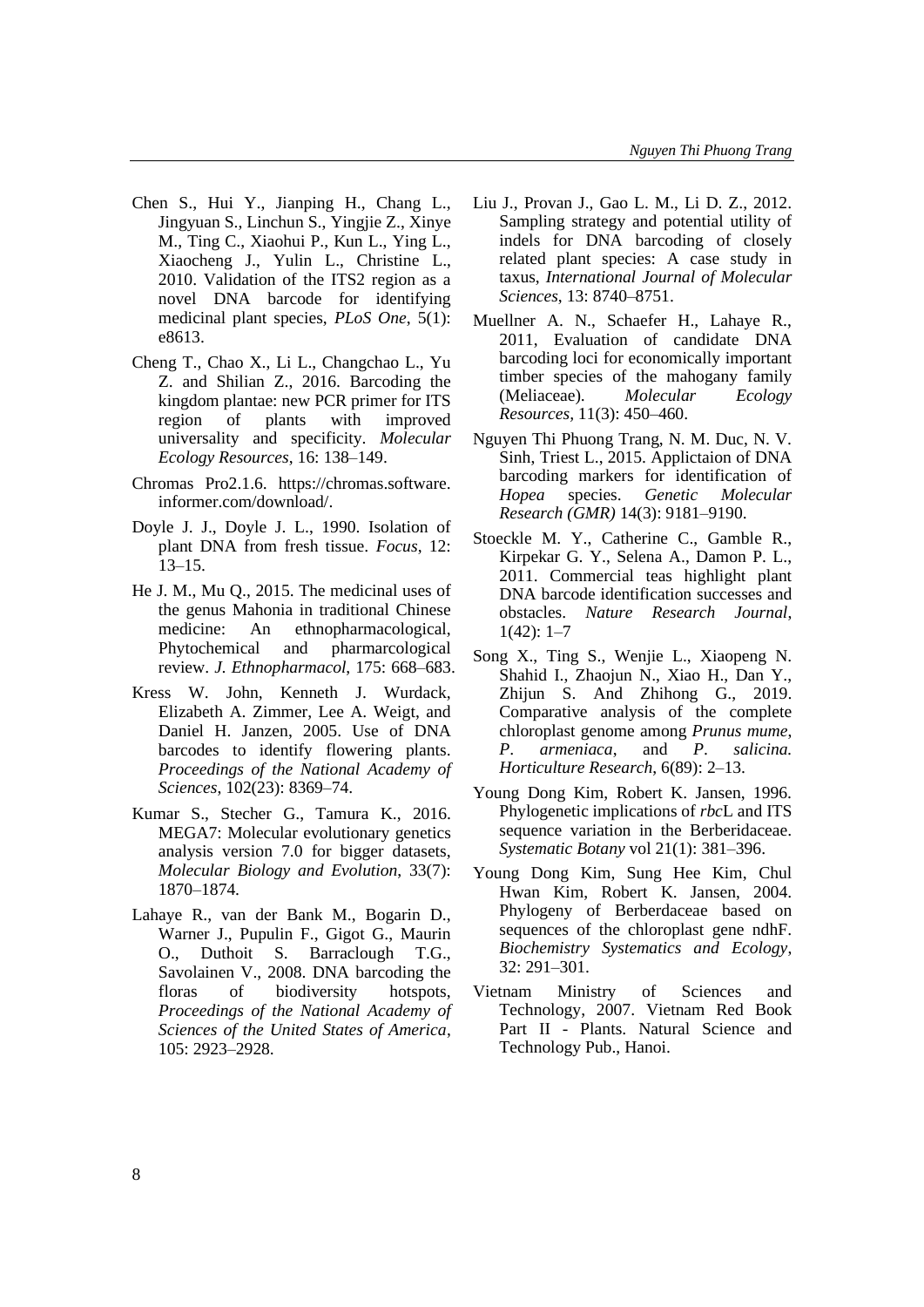Chen S., Hui Y., Jianping H., Chang L., Jingyuan S., Linchun S., Yingjie Z., Xinye M., Ting C., Xiaohui P., Kun L., Ying L., Xiaocheng J., Yulin L., Christine L., 2010. Validation of the ITS2 region as a novel DNA barcode for identifying medicinal plant species, *PLoS One*, 5(1): e8613.

Cheng T., Chao X., Li L., Changchao L., Yu Z. and Shilian Z., 2016. Barcoding the kingdom plantae: new PCR primer for ITS region of plants with improved universality and specificity. *Molecular Ecology Resources*, 16: 138–149.

Chromas Pro2.1.6. https://chromas.software.informer.com/download/.

Doyle J. J., Doyle J. L., 1990. Isolation of plant DNA from fresh tissue. *Focus*, 12: 13–15.

He J. M., Mu Q., 2015. The medicinal uses of the genus Mahonia in traditional Chinese medicine: An ethnopharmacological, Phytochemical and pharmarcological review. *J. Ethnopharmacol*, 175: 668–683.

Kress W. John, Kenneth J. Wurdack, Elizabeth A. Zimmer, Lee A. Weigt, and Daniel H. Janzen, 2005. Use of DNA barcodes to identify flowering plants. *Proceedings of the National Academy of Sciences*, 102(23): 8369–74.

Kumar S., Stecher G., Tamura K., 2016. MEGA7: Molecular evolutionary genetics analysis version 7.0 for bigger datasets, *Molecular Biology and Evolution*, 33(7): 1870–1874.

Lahaye R., van der Bank M., Bogarin D., Warner J., Pupulin F., Gigot G., Maurin O., Duthoit S. Barraclough T.G., Savolainen V., 2008. DNA barcoding the floras of biodiversity hotspots, *Proceedings of the National Academy of Sciences of the United States of America*, 105: 2923–2928.

Liu J., Provan J., Gao L. M., Li D. Z., 2012. Sampling strategy and potential utility of indels for DNA barcoding of closely related plant species: A case study in taxus, *International Journal of Molecular Sciences*, 13: 8740–8751.

Muellner A. N., Schaefer H., Lahaye R., 2011, Evaluation of candidate DNA barcoding loci for economically important timber species of the mahogany family (Meliaceae). *Molecular Ecology Resources*, 11(3): 450–460.

Nguyen Thi Phuong Trang, N. M. Duc, N. V. Sinh, Triest L., 2015. Applictaion of DNA barcoding markers for identification of *Hopea* species. *Genetic Molecular Research (GMR)* 14(3): 9181–9190.

Stoeckle M. Y., Catherine C., Gamble R., Kirpekar G. Y., Selena A., Damon P. L., 2011. Commercial teas highlight plant DNA barcode identification successes and obstacles. *Nature Research Journal*, 1(42): 1–7

Song X., Ting S., Wenjie L., Xiaopeng N. Shahid I., Zhaojun N., Xiao H., Dan Y., Zhijun S. And Zhihong G., 2019. Comparative analysis of the complete chloroplast genome among *Prunus mume*, *P. armeniaca*, and *P. salicina. Horticulture Research*, 6(89): 2–13.

Young Dong Kim, Robert K. Jansen, 1996. Phylogenetic implications of *rbc*L and ITS sequence variation in the Berberidaceae. *Systematic Botany* vol 21(1): 381–396.

Young Dong Kim, Sung Hee Kim, Chul Hwan Kim, Robert K. Jansen, 2004. Phylogeny of Berberdaceae based on sequences of the chloroplast gene ndhF. *Biochemistry Systematics and Ecology*, 32: 291–301.

Vietnam Ministry of Sciences and Technology, 2007. Vietnam Red Book Part II - Plants. Natural Science and Technology Pub., Hanoi.